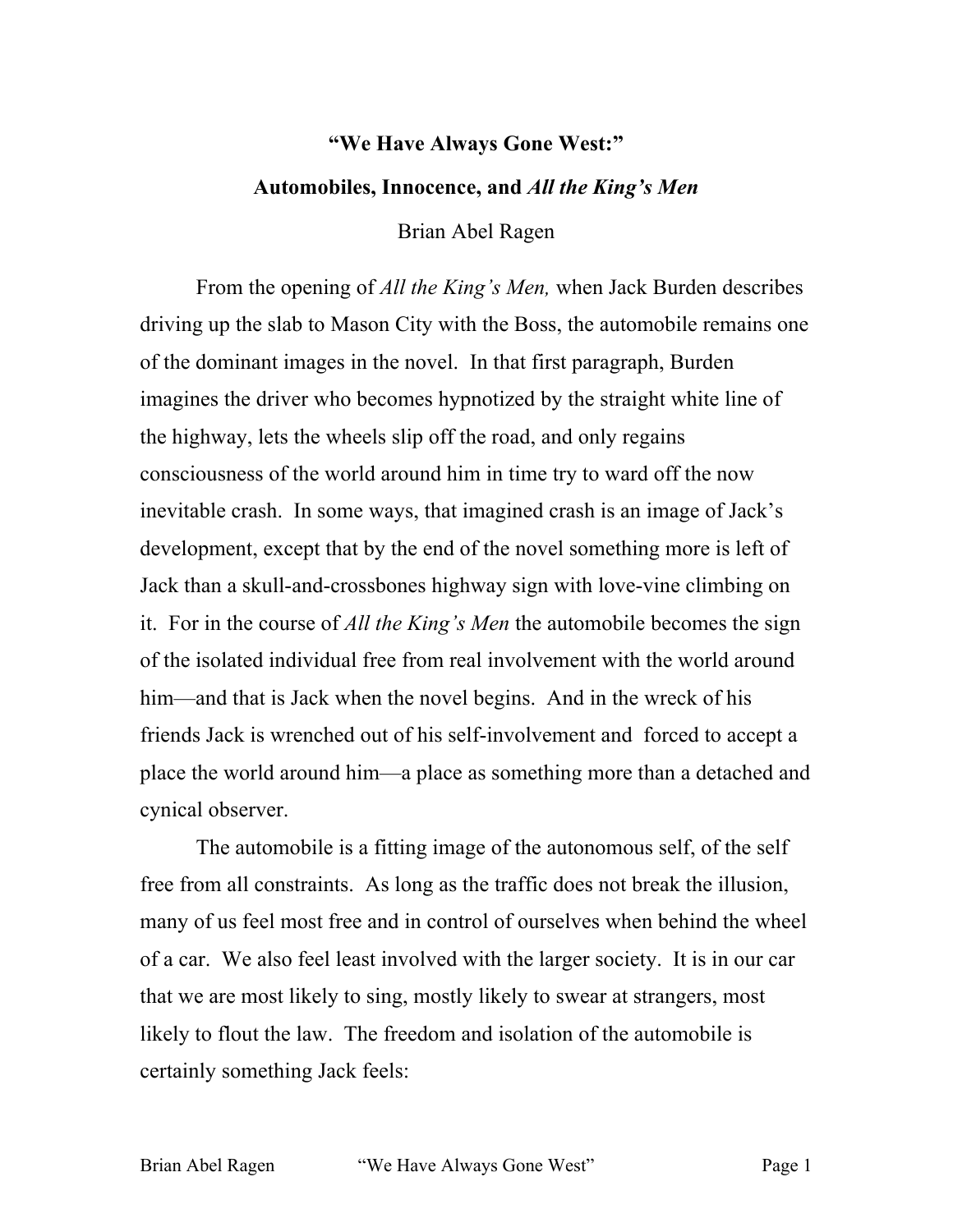# "We Have Always Gone West:"

## Automobiles, Innocence, and *All the King's Men*

Brian Abel Ragen

From the opening of *All the King's Men,* when Jack Burden describes driving up the slab to Mason City with the Boss, the automobile remains one of the dominant images in the novel. In that first paragraph, Burden imagines the driver who becomes hypnotized by the straight white line of the highway, lets the wheels slip off the road, and only regains consciousness of the world around him in time try to ward off the now inevitable crash. In some ways, that imagined crash is an image of Jack's development, except that by the end of the novel something more is left of Jack than a skull-and-crossbones highway sign with love-vine climbing on it. For in the course of *All the King's Men* the automobile becomes the sign of the isolated individual free from real involvement with the world around him—and that is Jack when the novel begins. And in the wreck of his friends Jack is wrenched out of his self-involvement and forced to accept a place the world around him—a place as something more than a detached and cynical observer.

The automobile is a fitting image of the autonomous self, of the self free from all constraints. As long as the traffic does not break the illusion, many of us feel most free and in control of ourselves when behind the wheel of a car. We also feel least involved with the larger society. It is in our car that we are most likely to sing, mostly likely to swear at strangers, most likely to flout the law. The freedom and isolation of the automobile is certainly something Jack feels: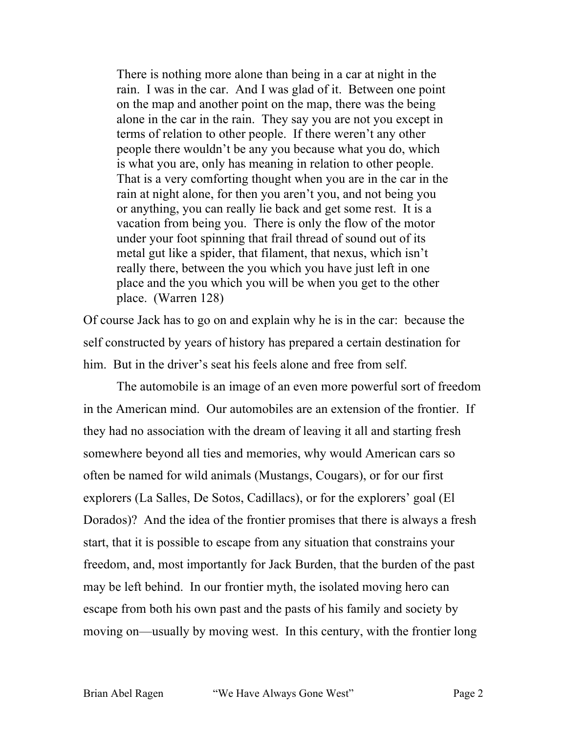> There is nothing more alone than being in a car at night in the rain. I was in the car. And I was glad of it. Between one point on the map and another point on the map, there was the being alone in the car in the rain. They say you are not you except in terms of relation to other people. If there weren't any other people there wouldn't be any you because what you do, which is what you are, only has meaning in relation to other people. That is a very comforting thought when you are in the car in the rain at night alone, for then you aren't you, and not being you or anything, you can really lie back and get some rest. It is a vacation from being you. There is only the flow of the motor under your foot spinning that frail thread of sound out of its metal gut like a spider, that filament, that nexus, which isn't really there, between the you which you have just left in one place and the you which you will be when you get to the other place. (Warren 128)

Of course Jack has to go on and explain why he is in the car: because the self constructed by years of history has prepared a certain destination for him. But in the driver's seat his feels alone and free from self.

The automobile is an image of an even more powerful sort of freedom in the American mind. Our automobiles are an extension of the frontier. If they had no association with the dream of leaving it all and starting fresh somewhere beyond all ties and memories, why would American cars so often be named for wild animals (Mustangs, Cougars), or for our first explorers (La Salles, De Sotos, Cadillacs), or for the explorers' goal (El Dorados)? And the idea of the frontier promises that there is always a fresh start, that it is possible to escape from any situation that constrains your freedom, and, most importantly for Jack Burden, that the burden of the past may be left behind. In our frontier myth, the isolated moving hero can escape from both his own past and the pasts of his family and society by moving on—usually by moving west. In this century, with the frontier long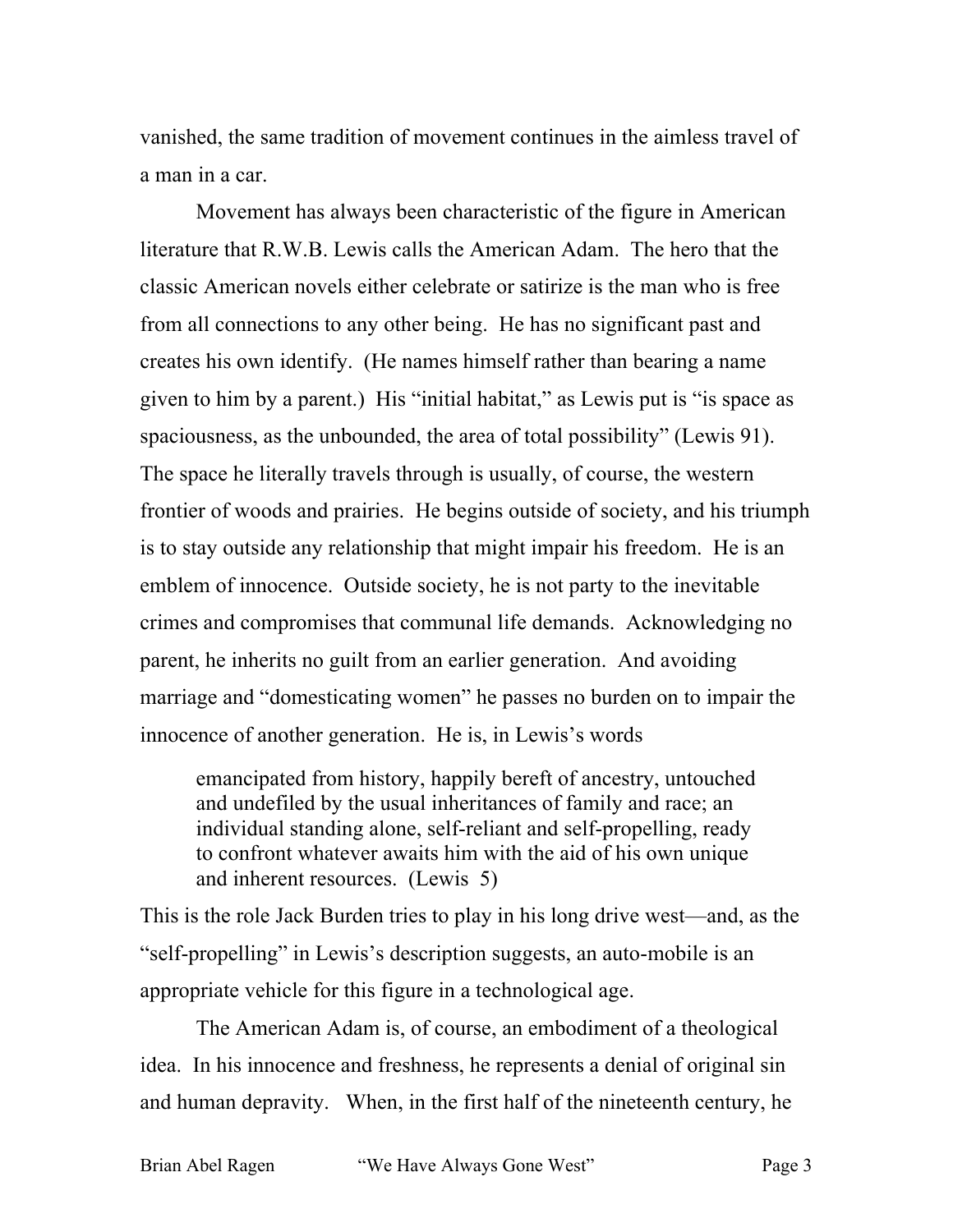vanished, the same tradition of movement continues in the aimless travel of a man in a car.

Movement has always been characteristic of the figure in American literature that R.W.B. Lewis calls the American Adam. The hero that the classic American novels either celebrate or satirize is the man who is free from all connections to any other being. He has no significant past and creates his own identify. (He names himself rather than bearing a name given to him by a parent.) His "initial habitat," as Lewis put is "is space as spaciousness, as the unbounded, the area of total possibility" (Lewis 91). The space he literally travels through is usually, of course, the western frontier of woods and prairies. He begins outside of society, and his triumph is to stay outside any relationship that might impair his freedom. He is an emblem of innocence. Outside society, he is not party to the inevitable crimes and compromises that communal life demands. Acknowledging no parent, he inherits no guilt from an earlier generation. And avoiding marriage and "domesticating women" he passes no burden on to impair the innocence of another generation. He is, in Lewis's words

> emancipated from history, happily bereft of ancestry, untouched and undefiled by the usual inheritances of family and race; an individual standing alone, self-reliant and self-propelling, ready to confront whatever awaits him with the aid of his own unique and inherent resources. (Lewis 5)

This is the role Jack Burden tries to play in his long drive west—and, as the "self-propelling" in Lewis's description suggests, an auto-mobile is an appropriate vehicle for this figure in a technological age.

The American Adam is, of course, an embodiment of a theological idea. In his innocence and freshness, he represents a denial of original sin and human depravity. When, in the first half of the nineteenth century, he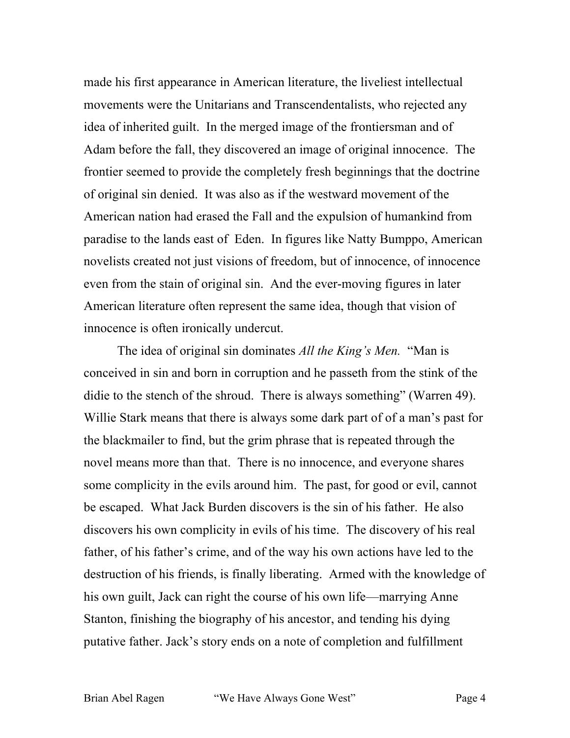made his first appearance in American literature, the liveliest intellectual movements were the Unitarians and Transcendentalists, who rejected any idea of inherited guilt. In the merged image of the frontiersman and of Adam before the fall, they discovered an image of original innocence. The frontier seemed to provide the completely fresh beginnings that the doctrine of original sin denied. It was also as if the westward movement of the American nation had erased the Fall and the expulsion of humankind from paradise to the lands east of Eden. In figures like Natty Bumppo, American novelists created not just visions of freedom, but of innocence, of innocence even from the stain of original sin. And the ever-moving figures in later American literature often represent the same idea, though that vision of innocence is often ironically undercut.

The idea of original sin dominates *All the King's Men.* "Man is conceived in sin and born in corruption and he passeth from the stink of the didie to the stench of the shroud. There is always something" (Warren 49). Willie Stark means that there is always some dark part of of a man's past for the blackmailer to find, but the grim phrase that is repeated through the novel means more than that. There is no innocence, and everyone shares some complicity in the evils around him. The past, for good or evil, cannot be escaped. What Jack Burden discovers is the sin of his father. He also discovers his own complicity in evils of his time. The discovery of his real father, of his father's crime, and of the way his own actions have led to the destruction of his friends, is finally liberating. Armed with the knowledge of his own guilt, Jack can right the course of his own life—marrying Anne Stanton, finishing the biography of his ancestor, and tending his dying putative father. Jack's story ends on a note of completion and fulfillment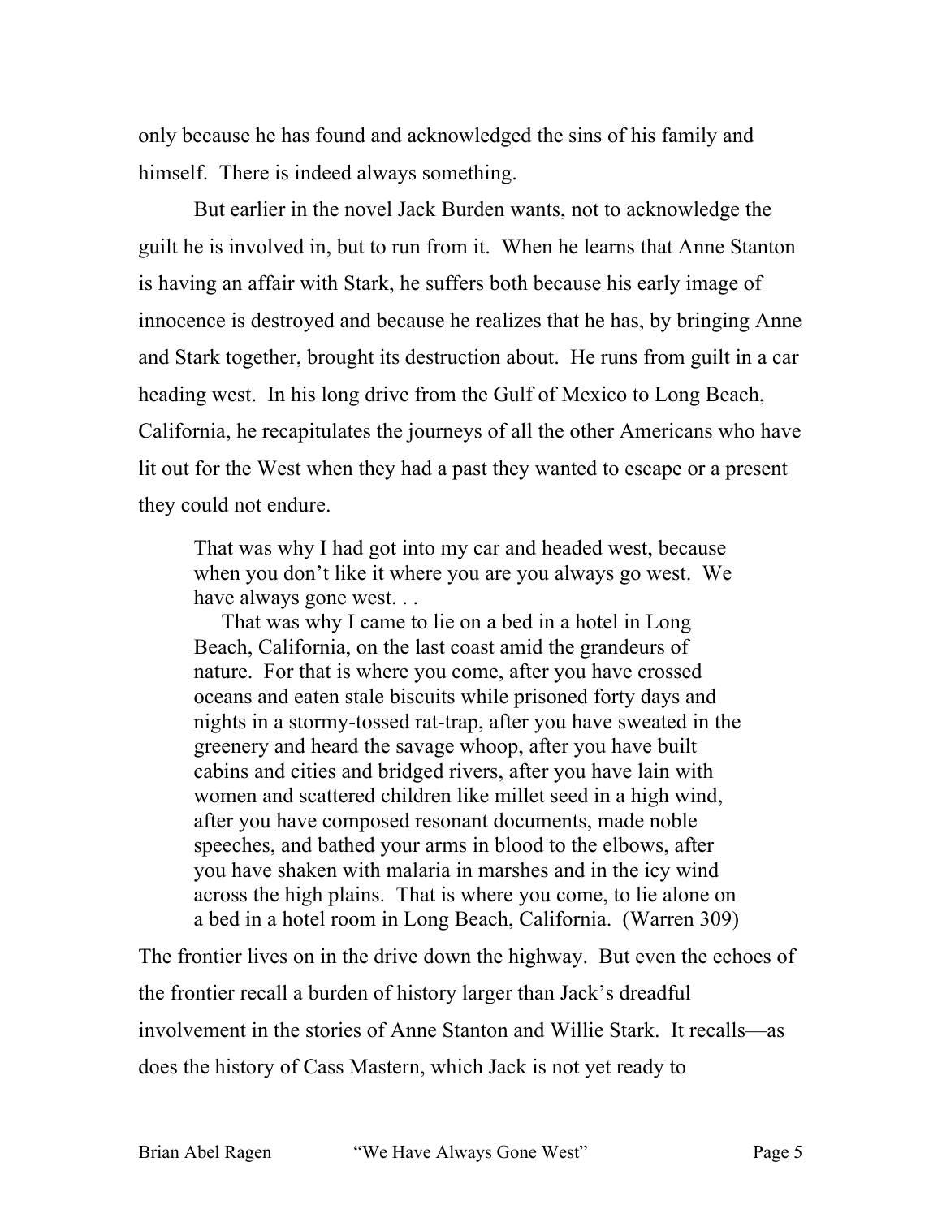only because he has found and acknowledged the sins of his family and himself. There is indeed always something.

But earlier in the novel Jack Burden wants, not to acknowledge the guilt he is involved in, but to run from it. When he learns that Anne Stanton is having an affair with Stark, he suffers both because his early image of innocence is destroyed and because he realizes that he has, by bringing Anne and Stark together, brought its destruction about. He runs from guilt in a car heading west. In his long drive from the Gulf of Mexico to Long Beach, California, he recapitulates the journeys of all the other Americans who have lit out for the West when they had a past they wanted to escape or a present they could not endure.

> That was why I had got into my car and headed west, because when you don't like it where you are you always go west. We have always gone west. . .
>
> That was why I came to lie on a bed in a hotel in Long Beach, California, on the last coast amid the grandeurs of nature. For that is where you come, after you have crossed oceans and eaten stale biscuits while prisoned forty days and nights in a stormy-tossed rat-trap, after you have sweated in the greenery and heard the savage whoop, after you have built cabins and cities and bridged rivers, after you have lain with women and scattered children like millet seed in a high wind, after you have composed resonant documents, made noble speeches, and bathed your arms in blood to the elbows, after you have shaken with malaria in marshes and in the icy wind across the high plains. That is where you come, to lie alone on a bed in a hotel room in Long Beach, California. (Warren 309)

The frontier lives on in the drive down the highway. But even the echoes of the frontier recall a burden of history larger than Jack's dreadful involvement in the stories of Anne Stanton and Willie Stark. It recalls—as does the history of Cass Mastern, which Jack is not yet ready to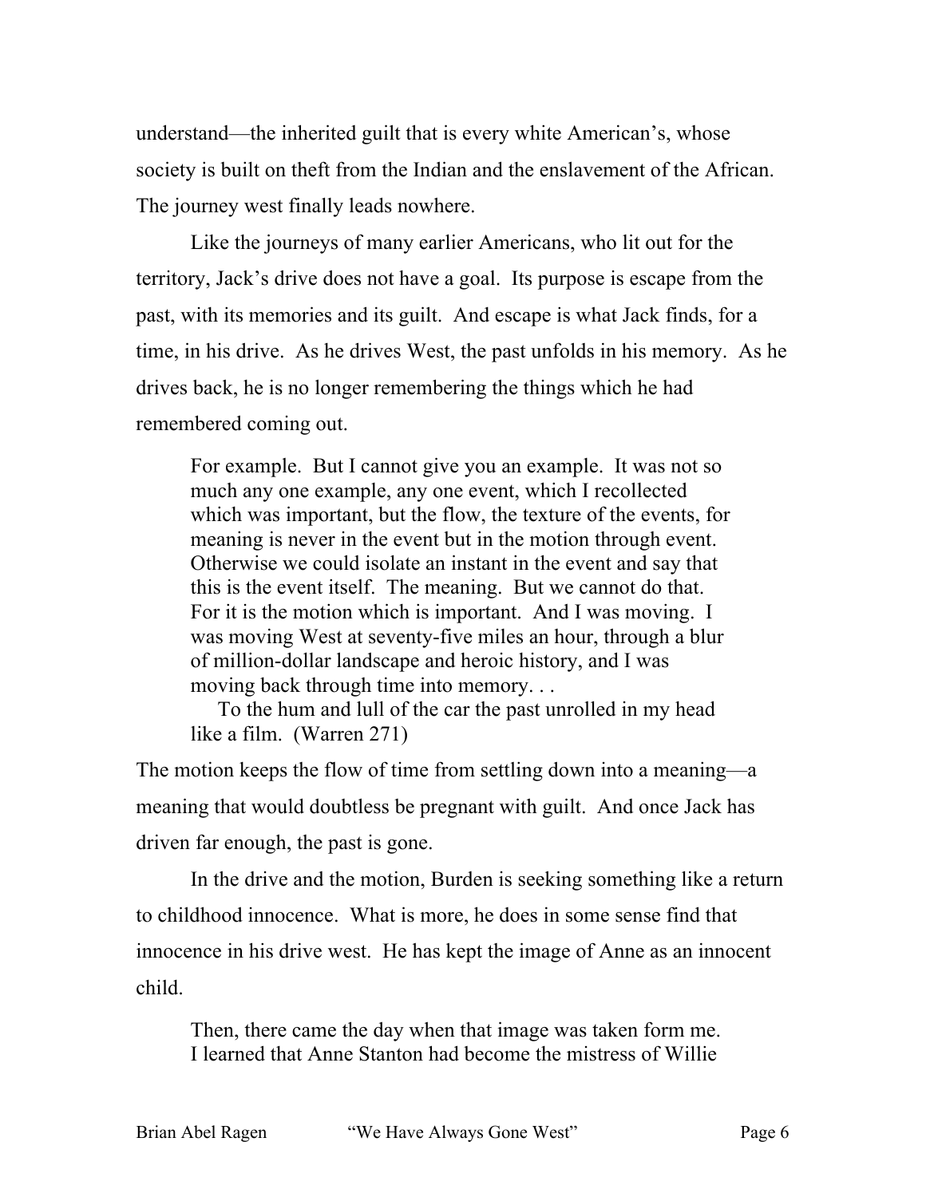understand—the inherited guilt that is every white American's, whose society is built on theft from the Indian and the enslavement of the African. The journey west finally leads nowhere.

Like the journeys of many earlier Americans, who lit out for the territory, Jack's drive does not have a goal. Its purpose is escape from the past, with its memories and its guilt. And escape is what Jack finds, for a time, in his drive. As he drives West, the past unfolds in his memory. As he drives back, he is no longer remembering the things which he had remembered coming out.

> For example. But I cannot give you an example. It was not so much any one example, any one event, which I recollected which was important, but the flow, the texture of the events, for meaning is never in the event but in the motion through event. Otherwise we could isolate an instant in the event and say that this is the event itself. The meaning. But we cannot do that. For it is the motion which is important. And I was moving. I was moving West at seventy-five miles an hour, through a blur of million-dollar landscape and heroic history, and I was moving back through time into memory. . .
>
> To the hum and lull of the car the past unrolled in my head like a film. (Warren 271)

The motion keeps the flow of time from settling down into a meaning—a meaning that would doubtless be pregnant with guilt. And once Jack has driven far enough, the past is gone.

In the drive and the motion, Burden is seeking something like a return to childhood innocence. What is more, he does in some sense find that innocence in his drive west. He has kept the image of Anne as an innocent child.

> Then, there came the day when that image was taken form me. I learned that Anne Stanton had become the mistress of Willie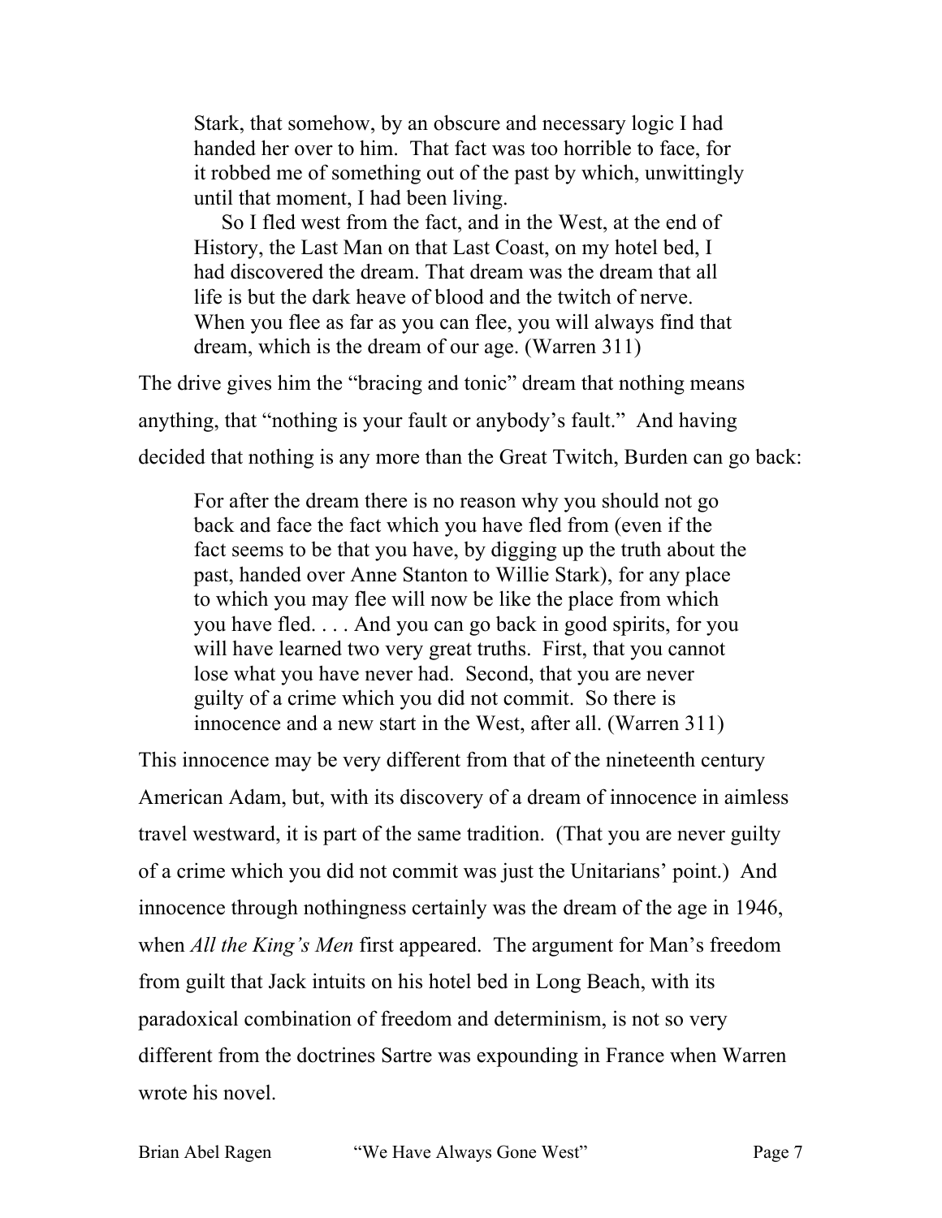> Stark, that somehow, by an obscure and necessary logic I had handed her over to him. That fact was too horrible to face, for it robbed me of something out of the past by which, unwittingly until that moment, I had been living.
>
> So I fled west from the fact, and in the West, at the end of History, the Last Man on that Last Coast, on my hotel bed, I had discovered the dream. That dream was the dream that all life is but the dark heave of blood and the twitch of nerve. When you flee as far as you can flee, you will always find that dream, which is the dream of our age. (Warren 311)

The drive gives him the "bracing and tonic" dream that nothing means anything, that "nothing is your fault or anybody's fault." And having decided that nothing is any more than the Great Twitch, Burden can go back:

> For after the dream there is no reason why you should not go back and face the fact which you have fled from (even if the fact seems to be that you have, by digging up the truth about the past, handed over Anne Stanton to Willie Stark), for any place to which you may flee will now be like the place from which you have fled. . . . And you can go back in good spirits, for you will have learned two very great truths. First, that you cannot lose what you have never had. Second, that you are never guilty of a crime which you did not commit. So there is innocence and a new start in the West, after all. (Warren 311)

This innocence may be very different from that of the nineteenth century American Adam, but, with its discovery of a dream of innocence in aimless travel westward, it is part of the same tradition. (That you are never guilty of a crime which you did not commit was just the Unitarians' point.) And innocence through nothingness certainly was the dream of the age in 1946, when *All the King's Men* first appeared. The argument for Man's freedom from guilt that Jack intuits on his hotel bed in Long Beach, with its paradoxical combination of freedom and determinism, is not so very different from the doctrines Sartre was expounding in France when Warren wrote his novel.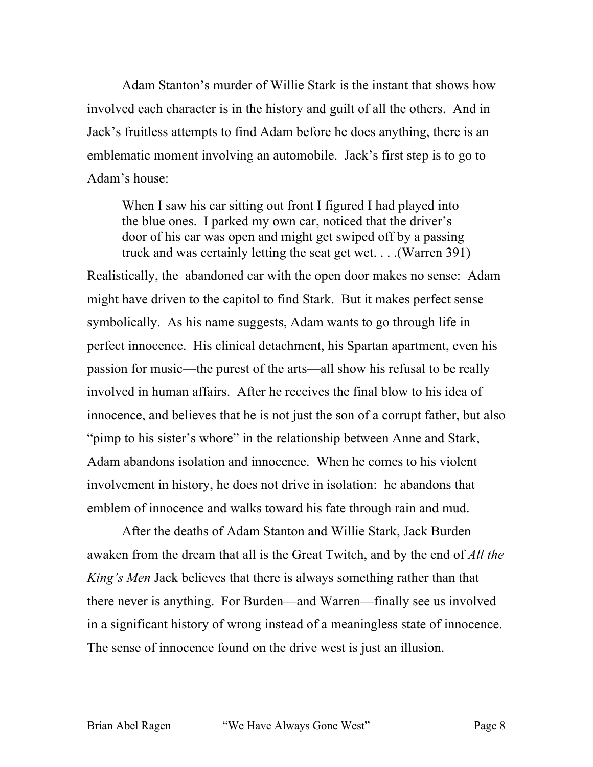Adam Stanton's murder of Willie Stark is the instant that shows how involved each character is in the history and guilt of all the others. And in Jack's fruitless attempts to find Adam before he does anything, there is an emblematic moment involving an automobile. Jack's first step is to go to Adam's house:

> When I saw his car sitting out front I figured I had played into the blue ones. I parked my own car, noticed that the driver's door of his car was open and might get swiped off by a passing truck and was certainly letting the seat get wet. . . .(Warren 391)

Realistically, the abandoned car with the open door makes no sense: Adam might have driven to the capitol to find Stark. But it makes perfect sense symbolically. As his name suggests, Adam wants to go through life in perfect innocence. His clinical detachment, his Spartan apartment, even his passion for music—the purest of the arts—all show his refusal to be really involved in human affairs. After he receives the final blow to his idea of innocence, and believes that he is not just the son of a corrupt father, but also "pimp to his sister's whore" in the relationship between Anne and Stark, Adam abandons isolation and innocence. When he comes to his violent involvement in history, he does not drive in isolation: he abandons that emblem of innocence and walks toward his fate through rain and mud.

After the deaths of Adam Stanton and Willie Stark, Jack Burden awaken from the dream that all is the Great Twitch, and by the end of *All the King's Men* Jack believes that there is always something rather than that there never is anything. For Burden—and Warren—finally see us involved in a significant history of wrong instead of a meaningless state of innocence. The sense of innocence found on the drive west is just an illusion.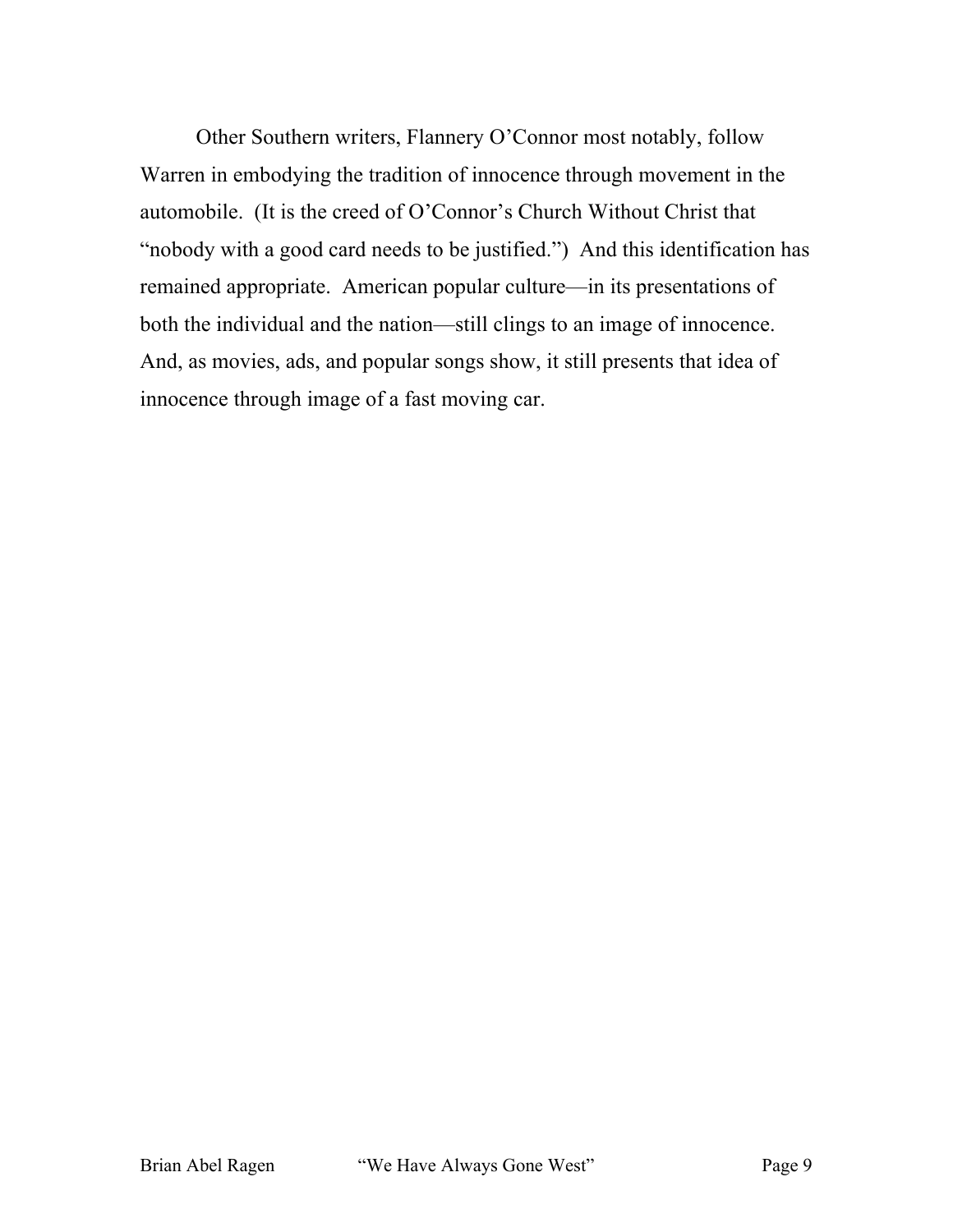Other Southern writers, Flannery O'Connor most notably, follow Warren in embodying the tradition of innocence through movement in the automobile. (It is the creed of O'Connor's Church Without Christ that "nobody with a good card needs to be justified.") And this identification has remained appropriate. American popular culture—in its presentations of both the individual and the nation—still clings to an image of innocence. And, as movies, ads, and popular songs show, it still presents that idea of innocence through image of a fast moving car.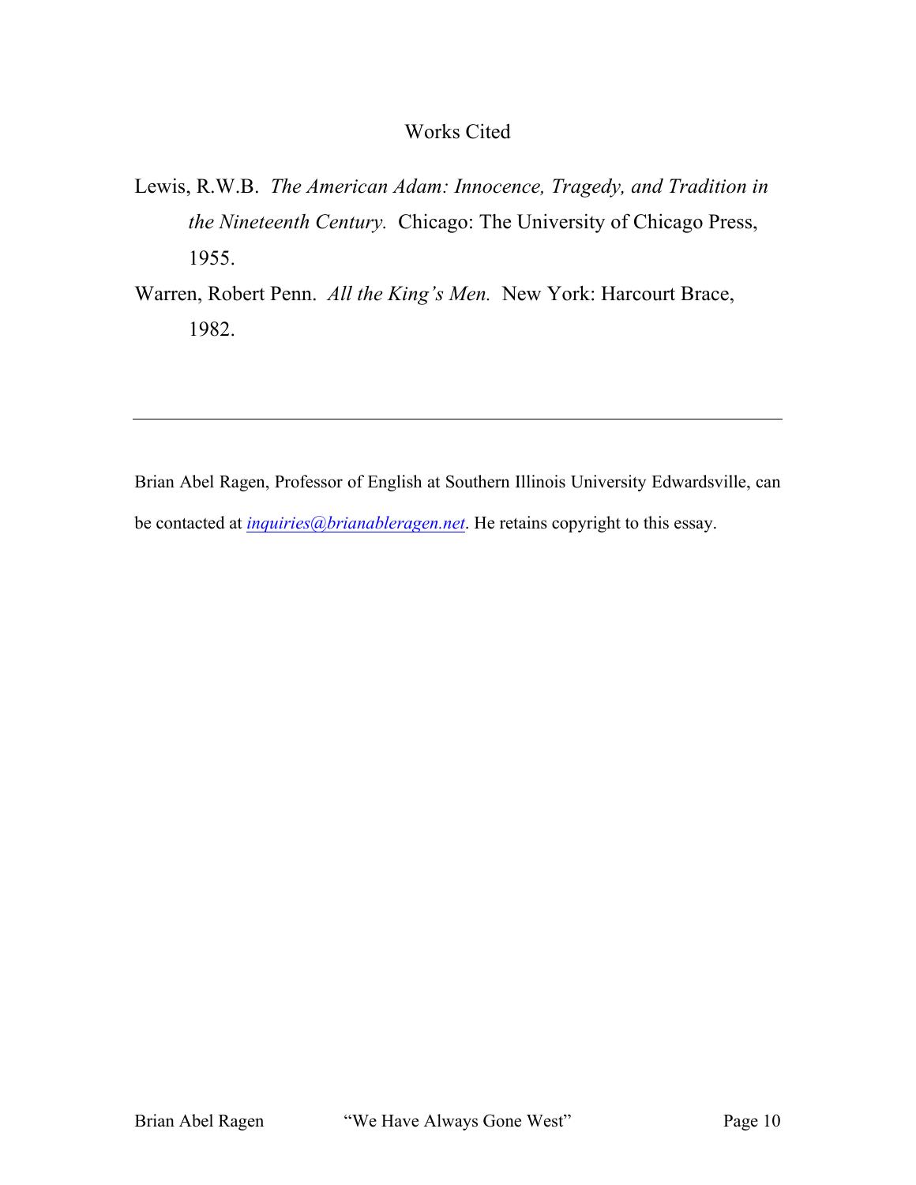## Works Cited

Lewis, R.W.B. *The American Adam: Innocence, Tragedy, and Tradition in the Nineteenth Century.* Chicago: The University of Chicago Press, 1955.

Warren, Robert Penn. *All the King's Men.* New York: Harcourt Brace, 1982.

---

Brian Abel Ragen, Professor of English at Southern Illinois University Edwardsville, can be contacted at *inquiries@brianableragen.net*. He retains copyright to this essay.